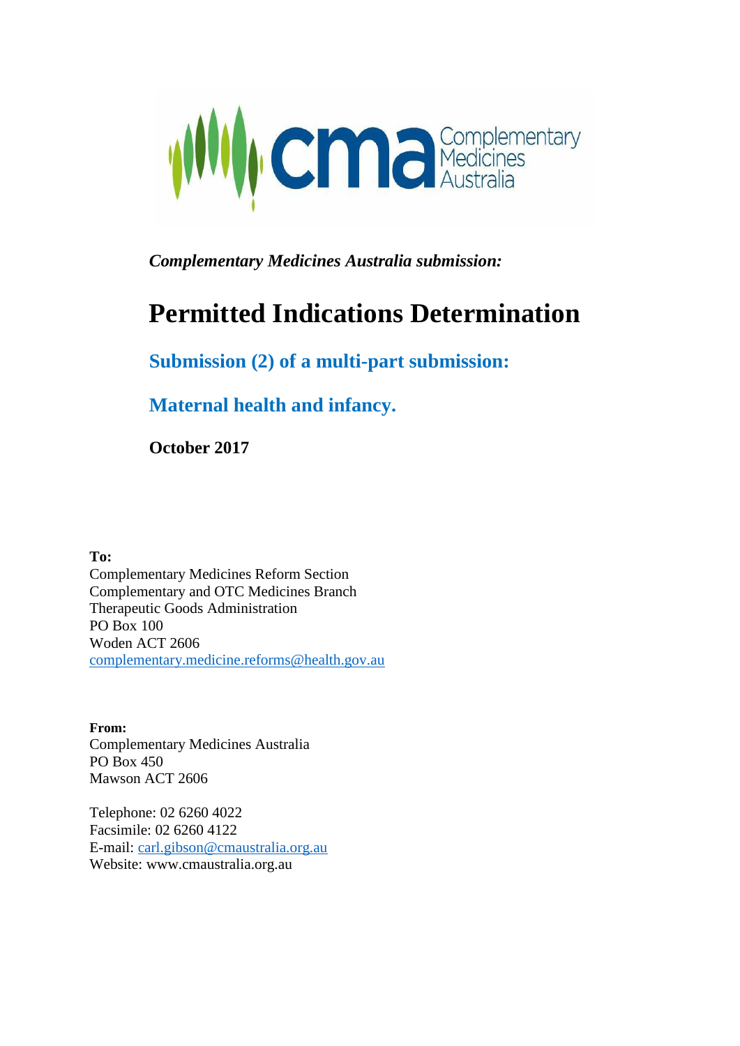*Complementary Medicines Australia submission:*

# Permitted Indications Determination

## Submission (2) of a multi-part submission:

## Maternal health and infancy.

**October 2017**

**To:**
Complementary Medicines Reform Section
Complementary and OTC Medicines Branch
Therapeutic Goods Administration
PO Box 100
Woden ACT 2606
complementary.medicine.reforms@health.gov.au

**From:**
Complementary Medicines Australia
PO Box 450
Mawson ACT 2606

Telephone: 02 6260 4022
Facsimile: 02 6260 4122
E-mail: carl.gibson@cmaustralia.org.au
Website: www.cmaustralia.org.au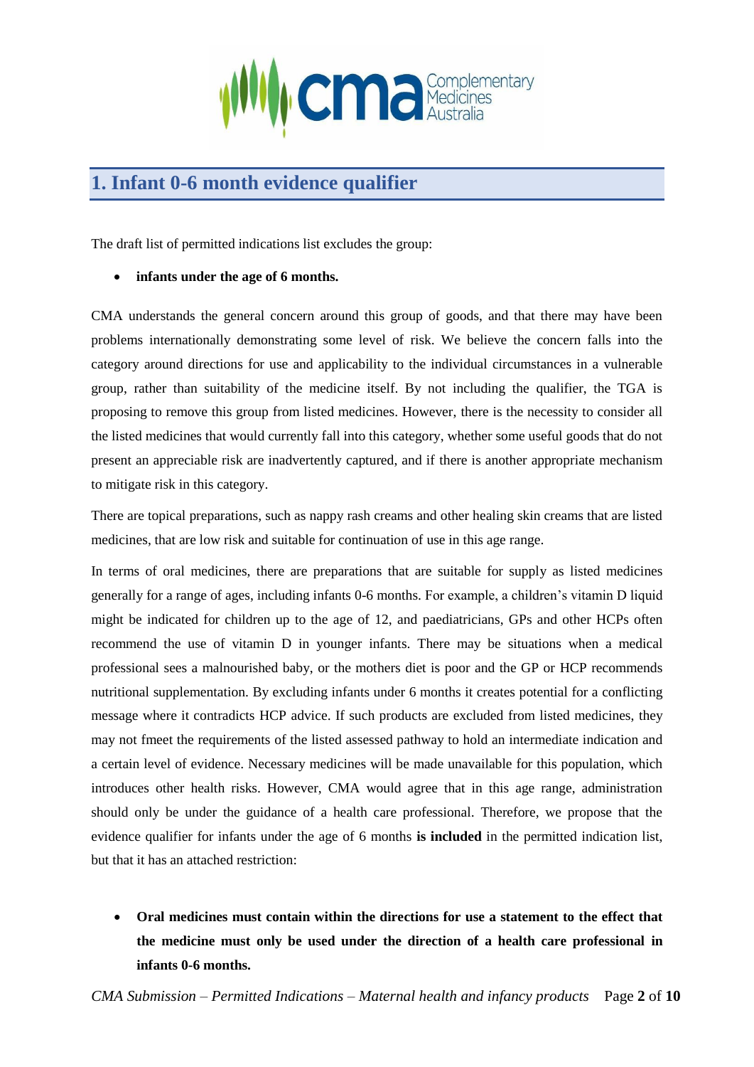## 1. Infant 0-6 month evidence qualifier

The draft list of permitted indications list excludes the group:

- **infants under the age of 6 months.**

CMA understands the general concern around this group of goods, and that there may have been problems internationally demonstrating some level of risk. We believe the concern falls into the category around directions for use and applicability to the individual circumstances in a vulnerable group, rather than suitability of the medicine itself. By not including the qualifier, the TGA is proposing to remove this group from listed medicines. However, there is the necessity to consider all the listed medicines that would currently fall into this category, whether some useful goods that do not present an appreciable risk are inadvertently captured, and if there is another appropriate mechanism to mitigate risk in this category.

There are topical preparations, such as nappy rash creams and other healing skin creams that are listed medicines, that are low risk and suitable for continuation of use in this age range.

In terms of oral medicines, there are preparations that are suitable for supply as listed medicines generally for a range of ages, including infants 0-6 months. For example, a children's vitamin D liquid might be indicated for children up to the age of 12, and paediatricians, GPs and other HCPs often recommend the use of vitamin D in younger infants. There may be situations when a medical professional sees a malnourished baby, or the mothers diet is poor and the GP or HCP recommends nutritional supplementation. By excluding infants under 6 months it creates potential for a conflicting message where it contradicts HCP advice. If such products are excluded from listed medicines, they may not fmeet the requirements of the listed assessed pathway to hold an intermediate indication and a certain level of evidence. Necessary medicines will be made unavailable for this population, which introduces other health risks. However, CMA would agree that in this age range, administration should only be under the guidance of a health care professional. Therefore, we propose that the evidence qualifier for infants under the age of 6 months **is included** in the permitted indication list, but that it has an attached restriction:

- **Oral medicines must contain within the directions for use a statement to the effect that the medicine must only be used under the direction of a health care professional in infants 0-6 months.**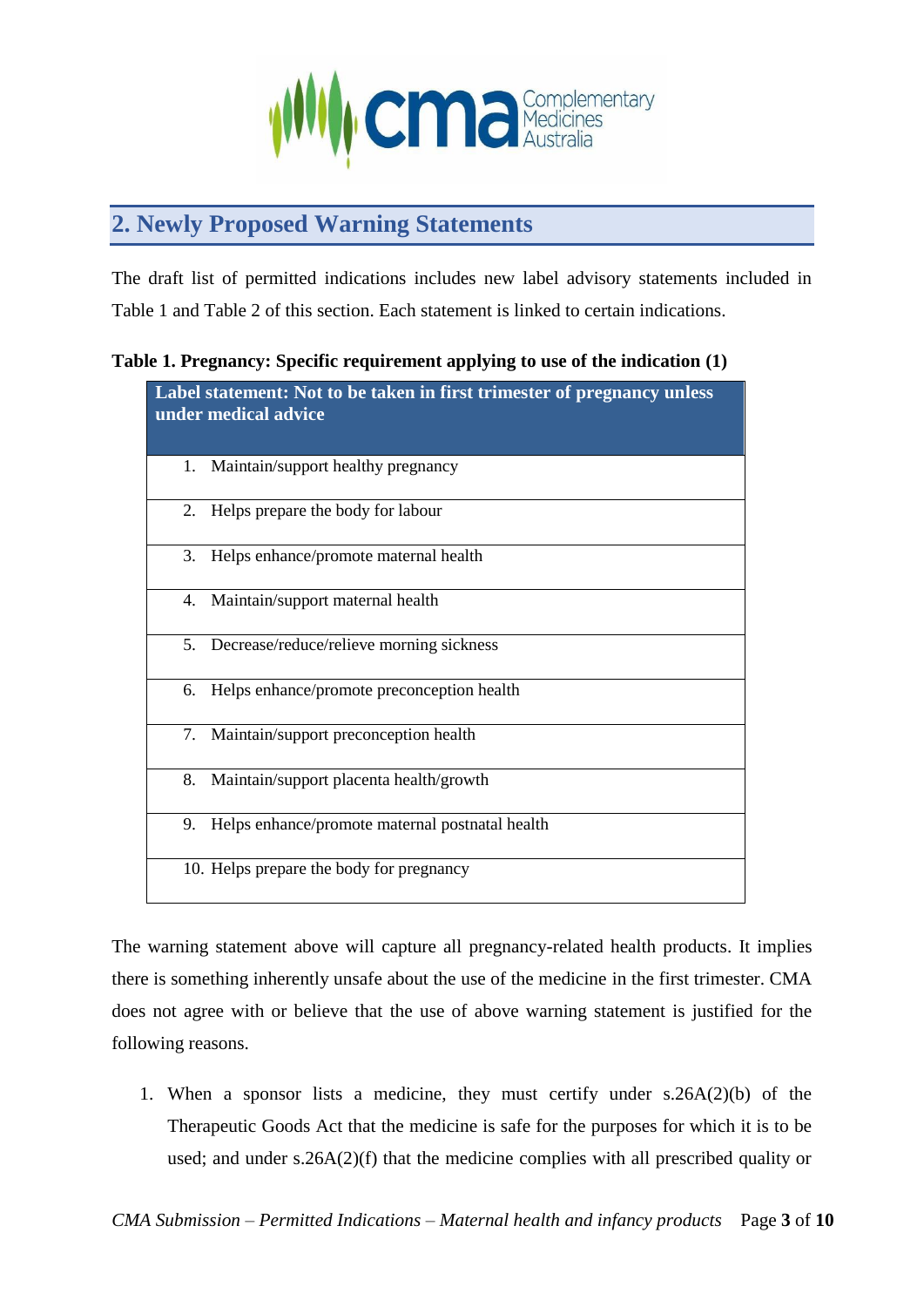## 2. Newly Proposed Warning Statements

The draft list of permitted indications includes new label advisory statements included in Table 1 and Table 2 of this section. Each statement is linked to certain indications.

**Table 1. Pregnancy: Specific requirement applying to use of the indication (1)**

| Label statement: Not to be taken in first trimester of pregnancy unless under medical advice |
|---|
| 1. Maintain/support healthy pregnancy |
| 2. Helps prepare the body for labour |
| 3. Helps enhance/promote maternal health |
| 4. Maintain/support maternal health |
| 5. Decrease/reduce/relieve morning sickness |
| 6. Helps enhance/promote preconception health |
| 7. Maintain/support preconception health |
| 8. Maintain/support placenta health/growth |
| 9. Helps enhance/promote maternal postnatal health |
| 10. Helps prepare the body for pregnancy |

The warning statement above will capture all pregnancy-related health products. It implies there is something inherently unsafe about the use of the medicine in the first trimester. CMA does not agree with or believe that the use of above warning statement is justified for the following reasons.

1. When a sponsor lists a medicine, they must certify under s.26A(2)(b) of the Therapeutic Goods Act that the medicine is safe for the purposes for which it is to be used; and under s.26A(2)(f) that the medicine complies with all prescribed quality or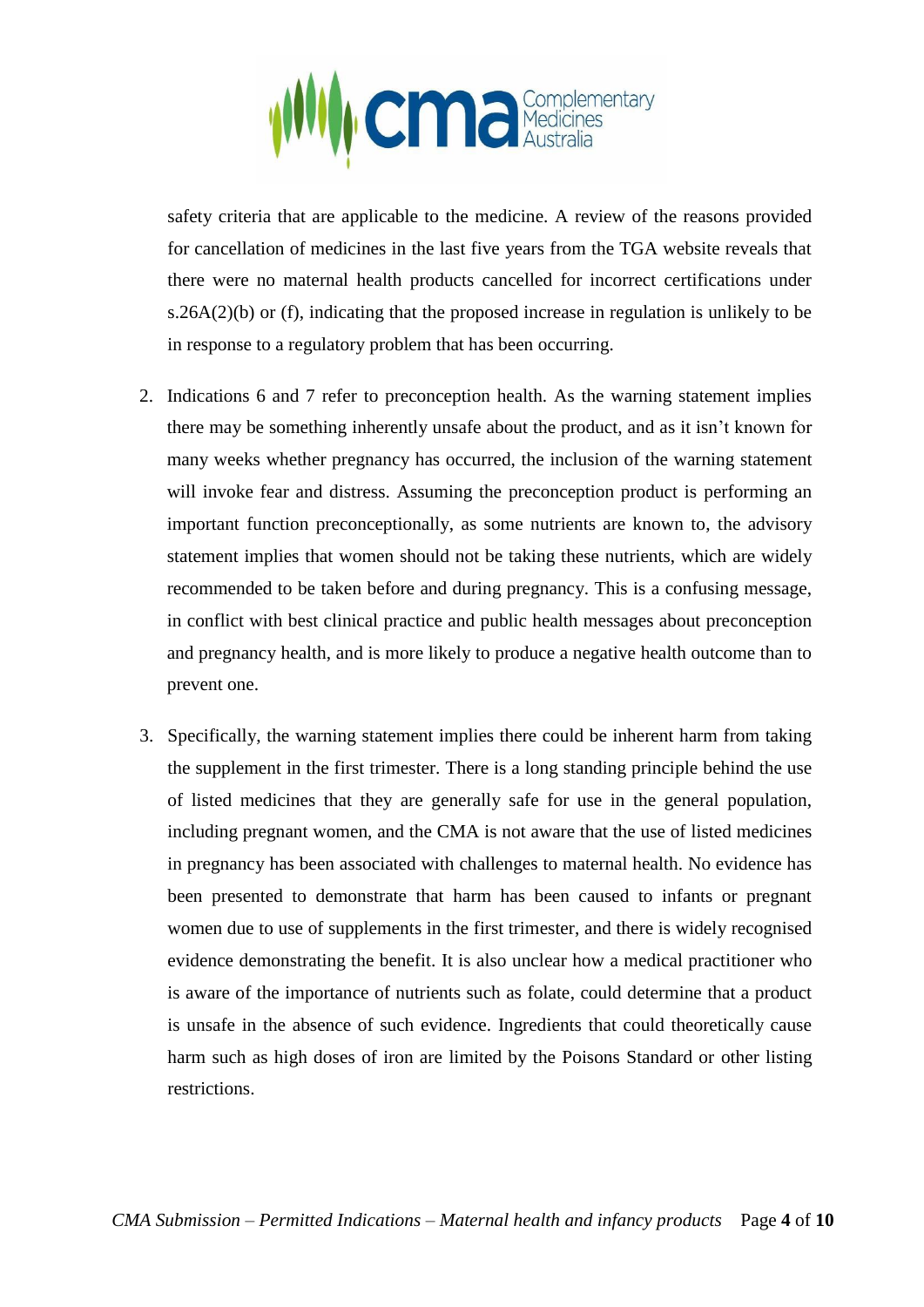safety criteria that are applicable to the medicine. A review of the reasons provided for cancellation of medicines in the last five years from the TGA website reveals that there were no maternal health products cancelled for incorrect certifications under s.26A(2)(b) or (f), indicating that the proposed increase in regulation is unlikely to be in response to a regulatory problem that has been occurring.

2. Indications 6 and 7 refer to preconception health. As the warning statement implies there may be something inherently unsafe about the product, and as it isn't known for many weeks whether pregnancy has occurred, the inclusion of the warning statement will invoke fear and distress. Assuming the preconception product is performing an important function preconceptionally, as some nutrients are known to, the advisory statement implies that women should not be taking these nutrients, which are widely recommended to be taken before and during pregnancy. This is a confusing message, in conflict with best clinical practice and public health messages about preconception and pregnancy health, and is more likely to produce a negative health outcome than to prevent one.

3. Specifically, the warning statement implies there could be inherent harm from taking the supplement in the first trimester. There is a long standing principle behind the use of listed medicines that they are generally safe for use in the general population, including pregnant women, and the CMA is not aware that the use of listed medicines in pregnancy has been associated with challenges to maternal health. No evidence has been presented to demonstrate that harm has been caused to infants or pregnant women due to use of supplements in the first trimester, and there is widely recognised evidence demonstrating the benefit. It is also unclear how a medical practitioner who is aware of the importance of nutrients such as folate, could determine that a product is unsafe in the absence of such evidence. Ingredients that could theoretically cause harm such as high doses of iron are limited by the Poisons Standard or other listing restrictions.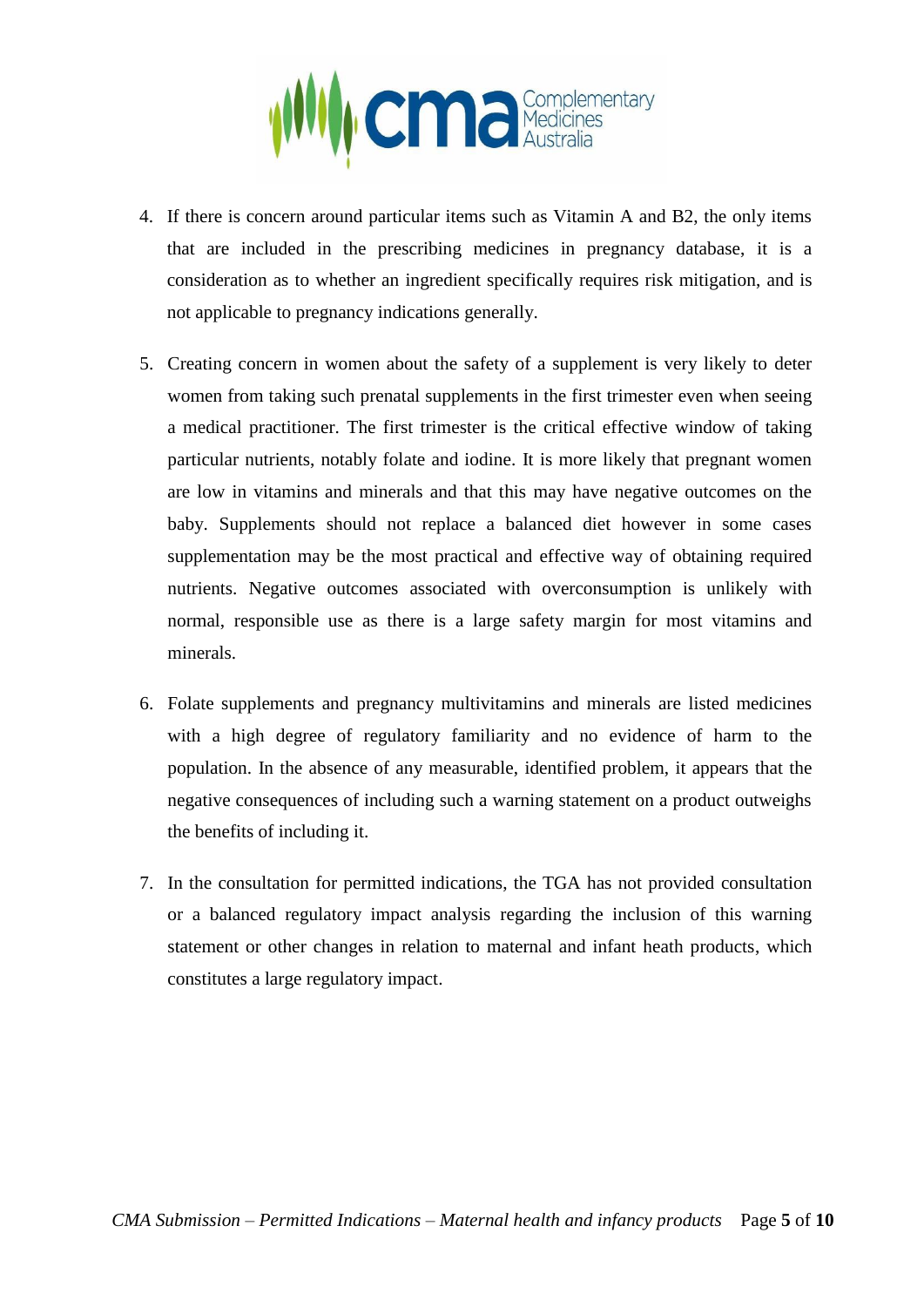4. If there is concern around particular items such as Vitamin A and B2, the only items that are included in the prescribing medicines in pregnancy database, it is a consideration as to whether an ingredient specifically requires risk mitigation, and is not applicable to pregnancy indications generally.

5. Creating concern in women about the safety of a supplement is very likely to deter women from taking such prenatal supplements in the first trimester even when seeing a medical practitioner. The first trimester is the critical effective window of taking particular nutrients, notably folate and iodine. It is more likely that pregnant women are low in vitamins and minerals and that this may have negative outcomes on the baby. Supplements should not replace a balanced diet however in some cases supplementation may be the most practical and effective way of obtaining required nutrients. Negative outcomes associated with overconsumption is unlikely with normal, responsible use as there is a large safety margin for most vitamins and minerals.

6. Folate supplements and pregnancy multivitamins and minerals are listed medicines with a high degree of regulatory familiarity and no evidence of harm to the population. In the absence of any measurable, identified problem, it appears that the negative consequences of including such a warning statement on a product outweighs the benefits of including it.

7. In the consultation for permitted indications, the TGA has not provided consultation or a balanced regulatory impact analysis regarding the inclusion of this warning statement or other changes in relation to maternal and infant heath products, which constitutes a large regulatory impact.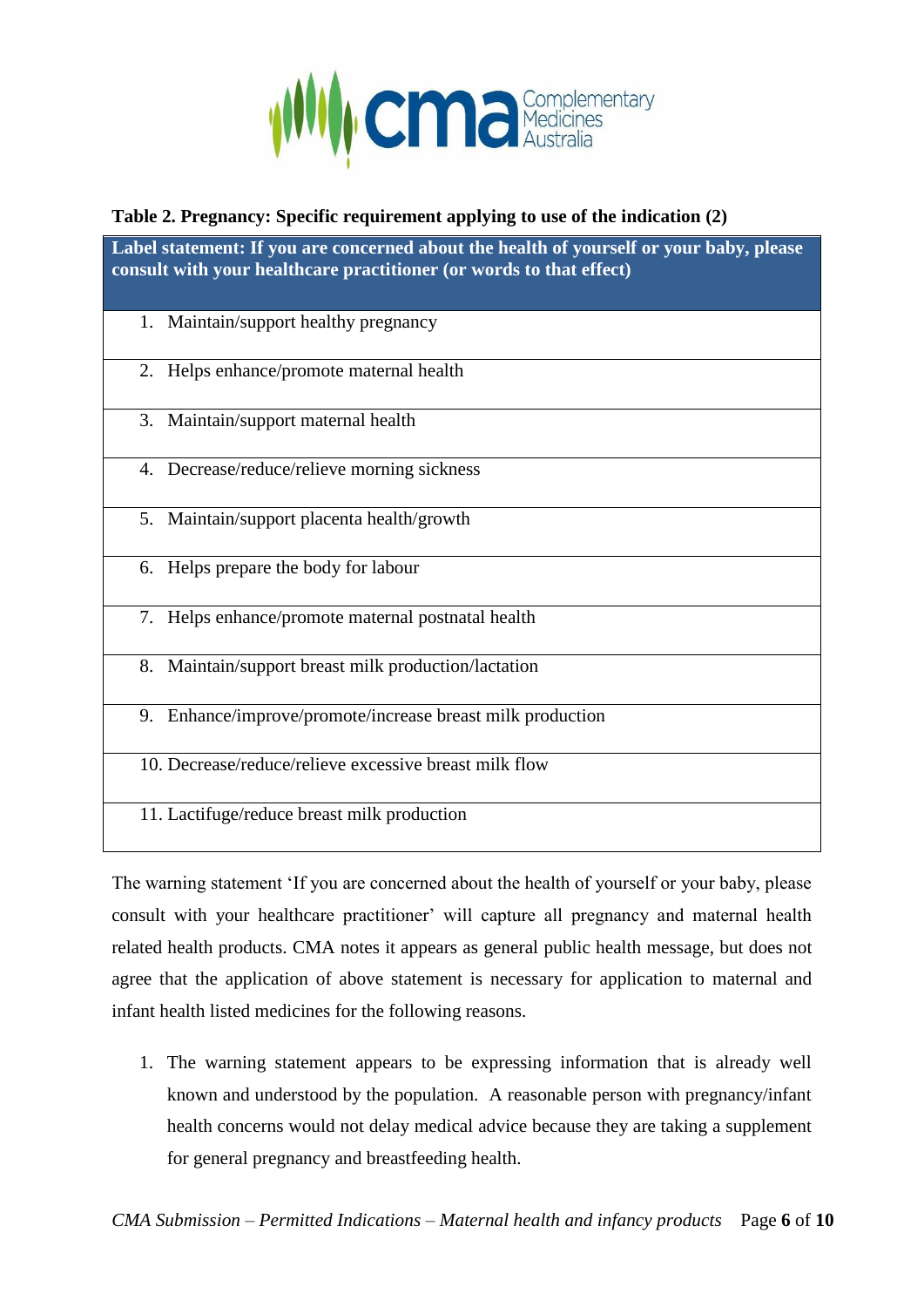**Table 2. Pregnancy: Specific requirement applying to use of the indication (2)**

| Label statement: If you are concerned about the health of yourself or your baby, please consult with your healthcare practitioner (or words to that effect) |
|---|
| 1. Maintain/support healthy pregnancy |
| 2. Helps enhance/promote maternal health |
| 3. Maintain/support maternal health |
| 4. Decrease/reduce/relieve morning sickness |
| 5. Maintain/support placenta health/growth |
| 6. Helps prepare the body for labour |
| 7. Helps enhance/promote maternal postnatal health |
| 8. Maintain/support breast milk production/lactation |
| 9. Enhance/improve/promote/increase breast milk production |
| 10. Decrease/reduce/relieve excessive breast milk flow |
| 11. Lactifuge/reduce breast milk production |

The warning statement 'If you are concerned about the health of yourself or your baby, please consult with your healthcare practitioner' will capture all pregnancy and maternal health related health products. CMA notes it appears as general public health message, but does not agree that the application of above statement is necessary for application to maternal and infant health listed medicines for the following reasons.

1. The warning statement appears to be expressing information that is already well known and understood by the population. A reasonable person with pregnancy/infant health concerns would not delay medical advice because they are taking a supplement for general pregnancy and breastfeeding health.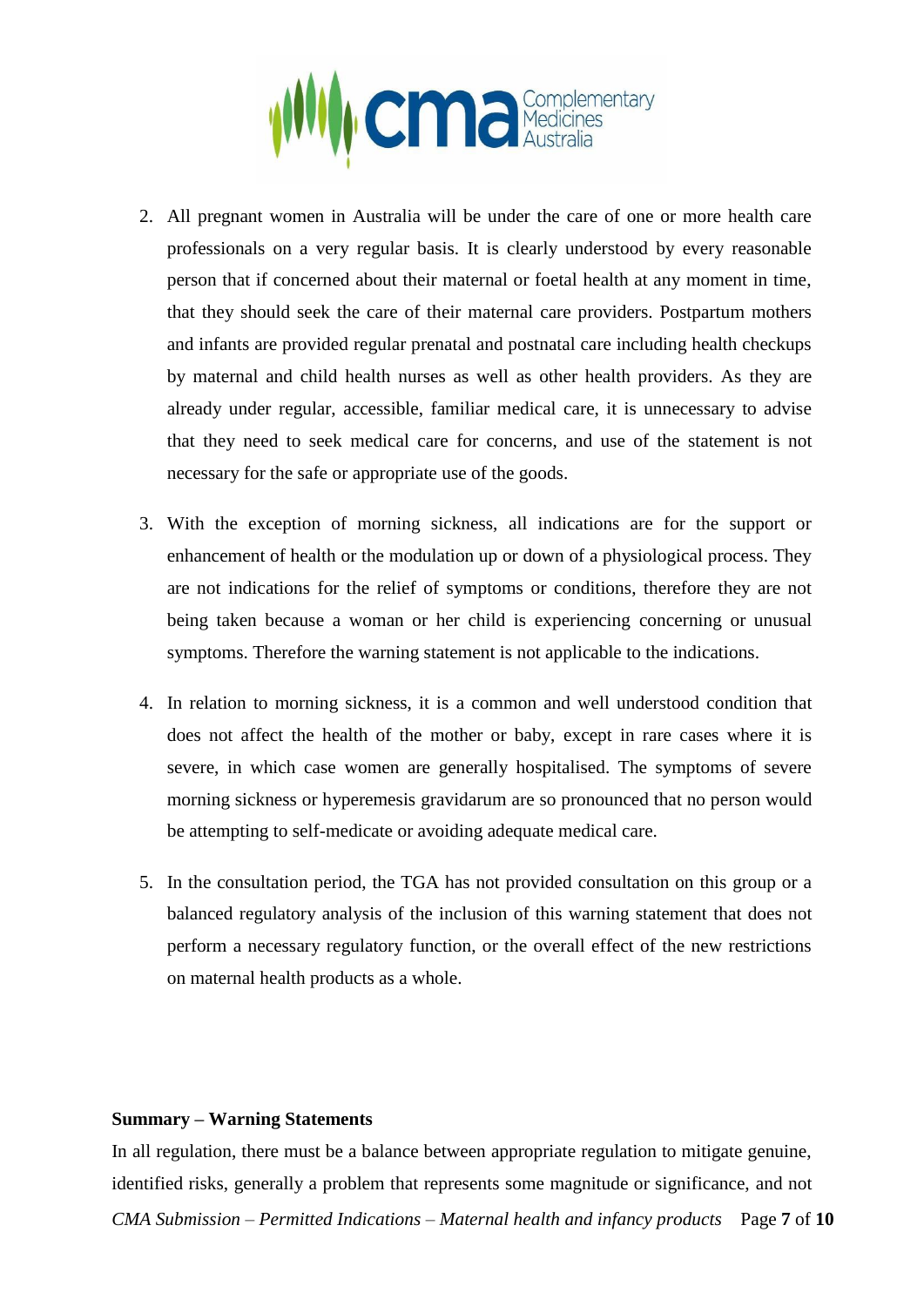2. All pregnant women in Australia will be under the care of one or more health care professionals on a very regular basis. It is clearly understood by every reasonable person that if concerned about their maternal or foetal health at any moment in time, that they should seek the care of their maternal care providers. Postpartum mothers and infants are provided regular prenatal and postnatal care including health checkups by maternal and child health nurses as well as other health providers. As they are already under regular, accessible, familiar medical care, it is unnecessary to advise that they need to seek medical care for concerns, and use of the statement is not necessary for the safe or appropriate use of the goods.

3. With the exception of morning sickness, all indications are for the support or enhancement of health or the modulation up or down of a physiological process. They are not indications for the relief of symptoms or conditions, therefore they are not being taken because a woman or her child is experiencing concerning or unusual symptoms. Therefore the warning statement is not applicable to the indications.

4. In relation to morning sickness, it is a common and well understood condition that does not affect the health of the mother or baby, except in rare cases where it is severe, in which case women are generally hospitalised. The symptoms of severe morning sickness or hyperemesis gravidarum are so pronounced that no person would be attempting to self-medicate or avoiding adequate medical care.

5. In the consultation period, the TGA has not provided consultation on this group or a balanced regulatory analysis of the inclusion of this warning statement that does not perform a necessary regulatory function, or the overall effect of the new restrictions on maternal health products as a whole.

**Summary – Warning Statements**

In all regulation, there must be a balance between appropriate regulation to mitigate genuine, identified risks, generally a problem that represents some magnitude or significance, and not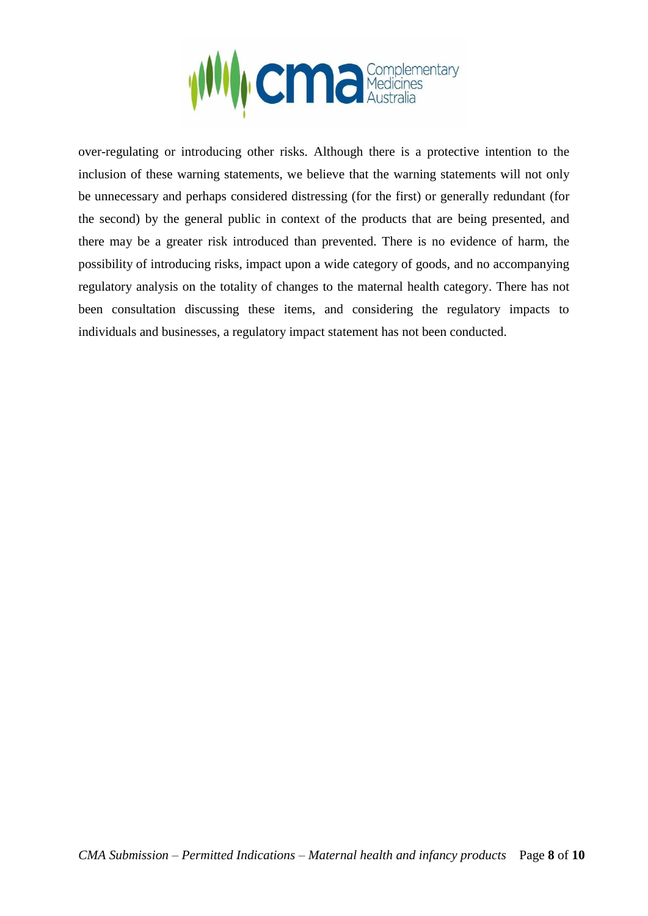over-regulating or introducing other risks. Although there is a protective intention to the inclusion of these warning statements, we believe that the warning statements will not only be unnecessary and perhaps considered distressing (for the first) or generally redundant (for the second) by the general public in context of the products that are being presented, and there may be a greater risk introduced than prevented. There is no evidence of harm, the possibility of introducing risks, impact upon a wide category of goods, and no accompanying regulatory analysis on the totality of changes to the maternal health category. There has not been consultation discussing these items, and considering the regulatory impacts to individuals and businesses, a regulatory impact statement has not been conducted.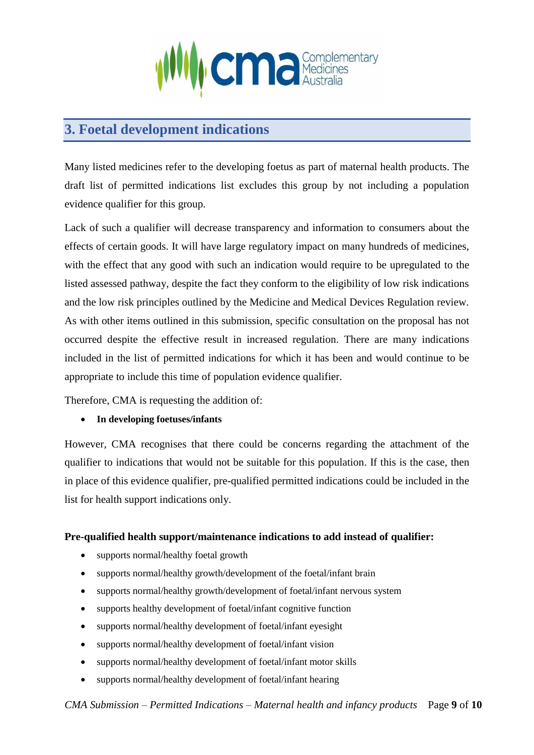## 3. Foetal development indications

Many listed medicines refer to the developing foetus as part of maternal health products. The draft list of permitted indications list excludes this group by not including a population evidence qualifier for this group.

Lack of such a qualifier will decrease transparency and information to consumers about the effects of certain goods. It will have large regulatory impact on many hundreds of medicines, with the effect that any good with such an indication would require to be upregulated to the listed assessed pathway, despite the fact they conform to the eligibility of low risk indications and the low risk principles outlined by the Medicine and Medical Devices Regulation review. As with other items outlined in this submission, specific consultation on the proposal has not occurred despite the effective result in increased regulation. There are many indications included in the list of permitted indications for which it has been and would continue to be appropriate to include this time of population evidence qualifier.

Therefore, CMA is requesting the addition of:

- **In developing foetuses/infants**

However, CMA recognises that there could be concerns regarding the attachment of the qualifier to indications that would not be suitable for this population. If this is the case, then in place of this evidence qualifier, pre-qualified permitted indications could be included in the list for health support indications only.

**Pre-qualified health support/maintenance indications to add instead of qualifier:**

- supports normal/healthy foetal growth
- supports normal/healthy growth/development of the foetal/infant brain
- supports normal/healthy growth/development of foetal/infant nervous system
- supports healthy development of foetal/infant cognitive function
- supports normal/healthy development of foetal/infant eyesight
- supports normal/healthy development of foetal/infant vision
- supports normal/healthy development of foetal/infant motor skills
- supports normal/healthy development of foetal/infant hearing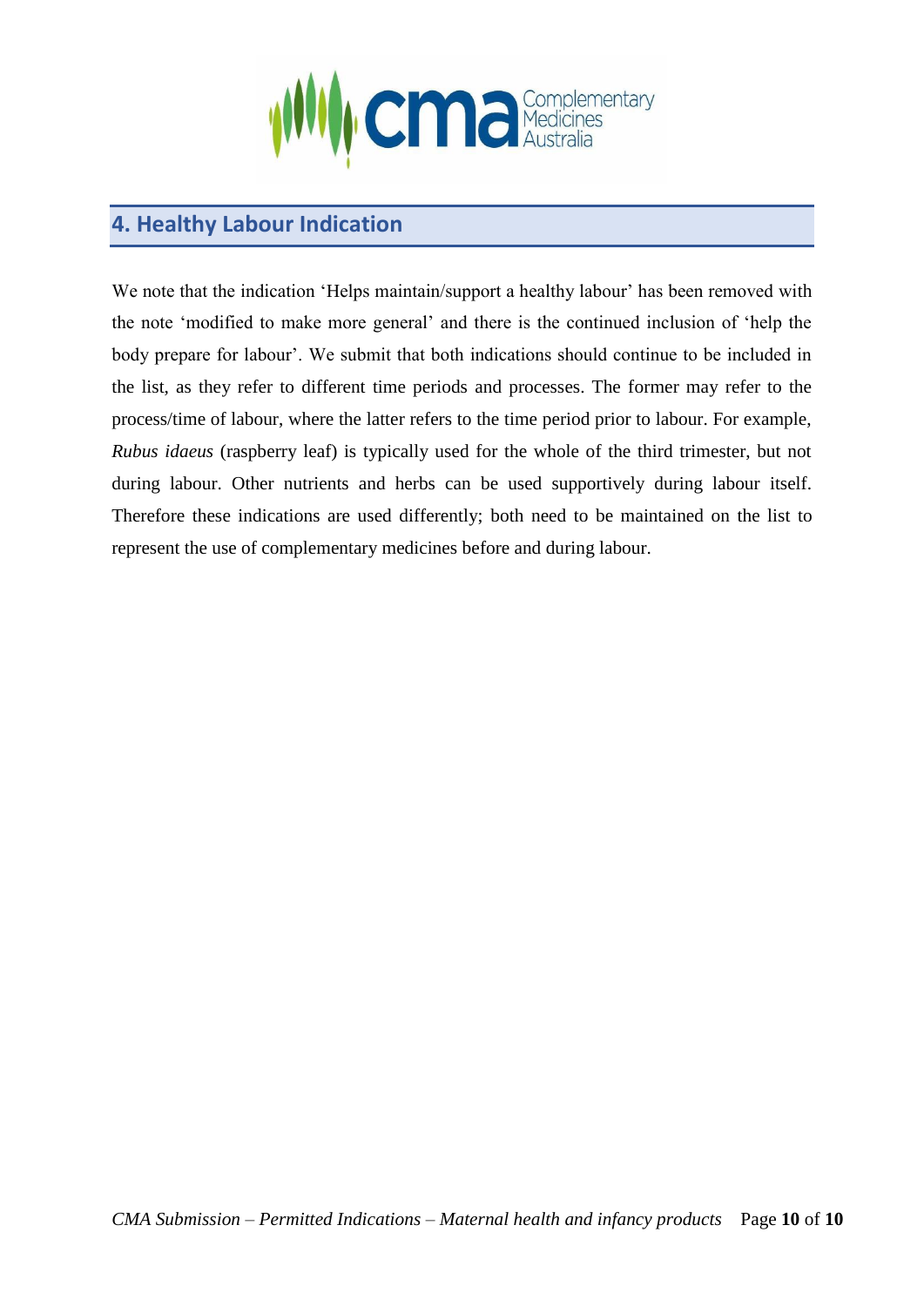## 4. Healthy Labour Indication

We note that the indication 'Helps maintain/support a healthy labour' has been removed with the note 'modified to make more general' and there is the continued inclusion of 'help the body prepare for labour'. We submit that both indications should continue to be included in the list, as they refer to different time periods and processes. The former may refer to the process/time of labour, where the latter refers to the time period prior to labour. For example, *Rubus idaeus* (raspberry leaf) is typically used for the whole of the third trimester, but not during labour. Other nutrients and herbs can be used supportively during labour itself. Therefore these indications are used differently; both need to be maintained on the list to represent the use of complementary medicines before and during labour.